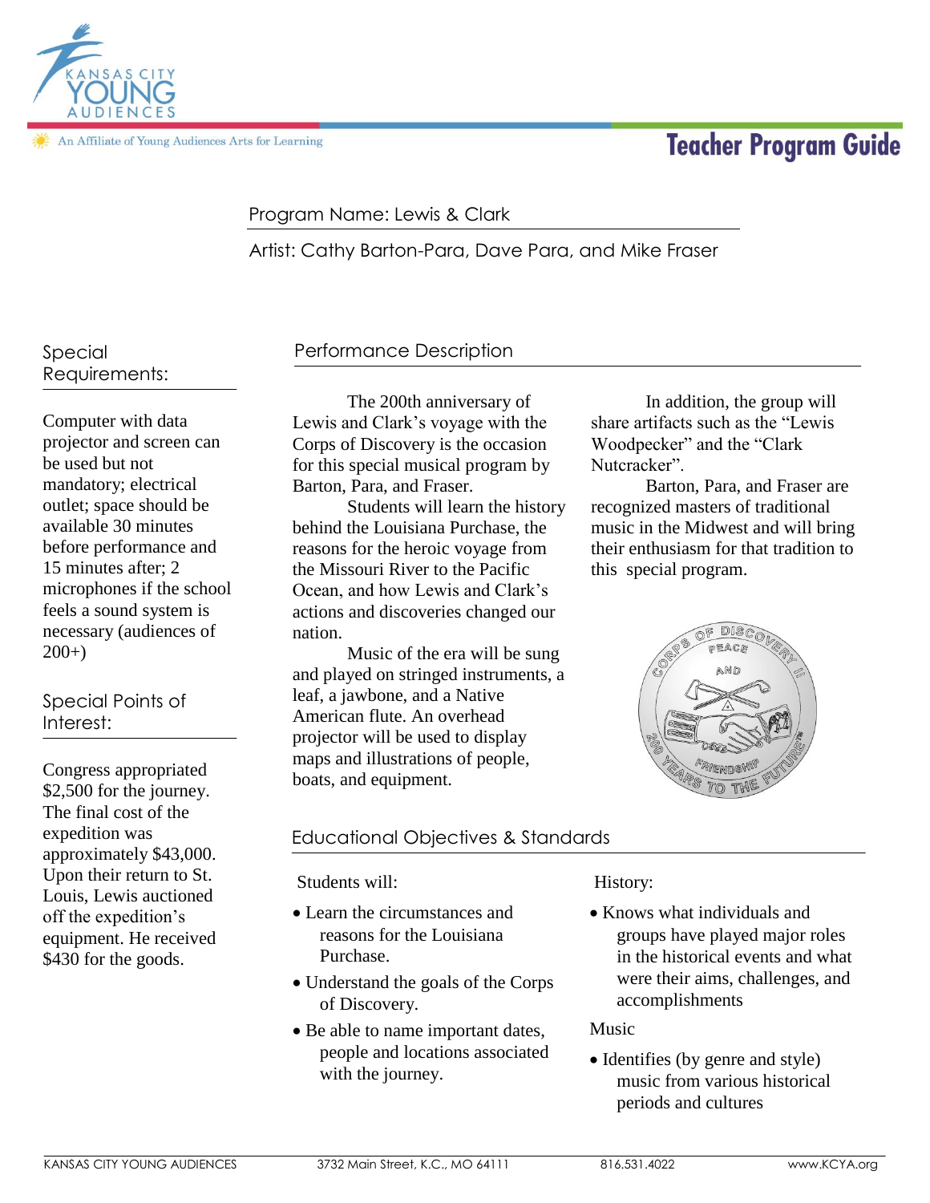# Teacher Program Guide

Program Name: Lewis & Clark

Artist: Cathy Barton-Para, Dave Para, and Mike Fraser

## Performance Description

The 200th anniversary of Lewis and Clark's voyage with the Corps of Discovery is the occasion for this special musical program by Barton, Para, and Fraser.

Students will learn the history behind the Louisiana Purchase, the reasons for the heroic voyage from the Missouri River to the Pacific Ocean, and how Lewis and Clark's actions and discoveries changed our nation.

Music of the era will be sung and played on stringed instruments, a leaf, a jawbone, and a Native American flute. An overhead projector will be used to display maps and illustrations of people, boats, and equipment.

In addition, the group will share artifacts such as the "Lewis Woodpecker" and the "Clark Nutcracker".

Barton, Para, and Fraser are recognized masters of traditional music in the Midwest and will bring their enthusiasm for that tradition to this special program.

## Special Requirements:

Computer with data projector and screen can be used but not mandatory; electrical outlet; space should be available 30 minutes before performance and 15 minutes after; 2 microphones if the school feels a sound system is necessary (audiences of 200+)

## Special Points of Interest:

Congress appropriated $2,500 for the journey. The final cost of the expedition was approximately $43,000. Upon their return to St. Louis, Lewis auctioned off the expedition's equipment. He received $430 for the goods.

## Educational Objectives & Standards

Students will:

- Learn the circumstances and reasons for the Louisiana Purchase.
- Understand the goals of the Corps of Discovery.
- Be able to name important dates, people and locations associated with the journey.

History:

- Knows what individuals and groups have played major roles in the historical events and what were their aims, challenges, and accomplishments

Music

- Identifies (by genre and style) music from various historical periods and cultures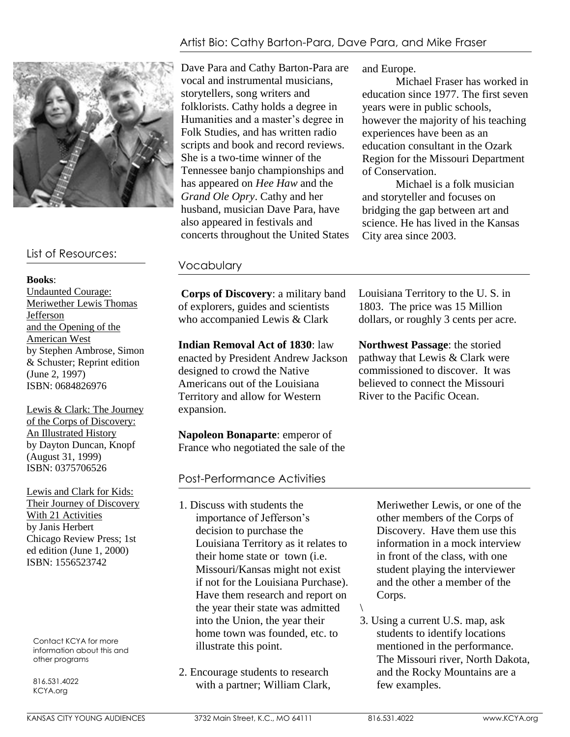## Artist Bio: Cathy Barton-Para, Dave Para, and Mike Fraser

Dave Para and Cathy Barton-Para are vocal and instrumental musicians, storytellers, song writers and folklorists. Cathy holds a degree in Humanities and a master's degree in Folk Studies, and has written radio scripts and book and record reviews. She is a two-time winner of the Tennessee banjo championships and has appeared on *Hee Haw* and the *Grand Ole Opry*. Cathy and her husband, musician Dave Para, have also appeared in festivals and concerts throughout the United States and Europe.

Michael Fraser has worked in education since 1977. The first seven years were in public schools, however the majority of his teaching experiences have been as an education consultant in the Ozark Region for the Missouri Department of Conservation.

Michael is a folk musician and storyteller and focuses on bridging the gap between art and science. He has lived in the Kansas City area since 2003.

## List of Resources:

**Books**:

Undaunted Courage: Meriwether Lewis Thomas Jefferson and the Opening of the American West
by Stephen Ambrose, Simon & Schuster; Reprint edition (June 2, 1997)
ISBN: 0684826976

Lewis & Clark: The Journey of the Corps of Discovery: An Illustrated History
by Dayton Duncan, Knopf (August 31, 1999)
ISBN: 0375706526

Lewis and Clark for Kids: Their Journey of Discovery With 21 Activities
by Janis Herbert
Chicago Review Press; 1st ed edition (June 1, 2000)
ISBN: 1556523742

Contact KCYA for more information about this and other programs

816.531.4022
KCYA.org

## Vocabulary

**Corps of Discovery**: a military band of explorers, guides and scientists who accompanied Lewis & Clark

**Indian Removal Act of 1830**: law enacted by President Andrew Jackson designed to crowd the Native Americans out of the Louisiana Territory and allow for Western expansion.

**Napoleon Bonaparte**: emperor of France who negotiated the sale of the Louisiana Territory to the U. S. in 1803. The price was 15 Million dollars, or roughly 3 cents per acre.

**Northwest Passage**: the storied pathway that Lewis & Clark were commissioned to discover. It was believed to connect the Missouri River to the Pacific Ocean.

## Post-Performance Activities

1. Discuss with students the importance of Jefferson's decision to purchase the Louisiana Territory as it relates to their home state or town (i.e. Missouri/Kansas might not exist if not for the Louisiana Purchase). Have them research and report on the year their state was admitted into the Union, the year their home town was founded, etc. to illustrate this point.

2. Encourage students to research with a partner; William Clark, Meriwether Lewis, or one of the other members of the Corps of Discovery. Have them use this information in a mock interview in front of the class, with one student playing the interviewer and the other a member of the Corps.

3. Using a current U.S. map, ask students to identify locations mentioned in the performance. The Missouri river, North Dakota, and the Rocky Mountains are a few examples.